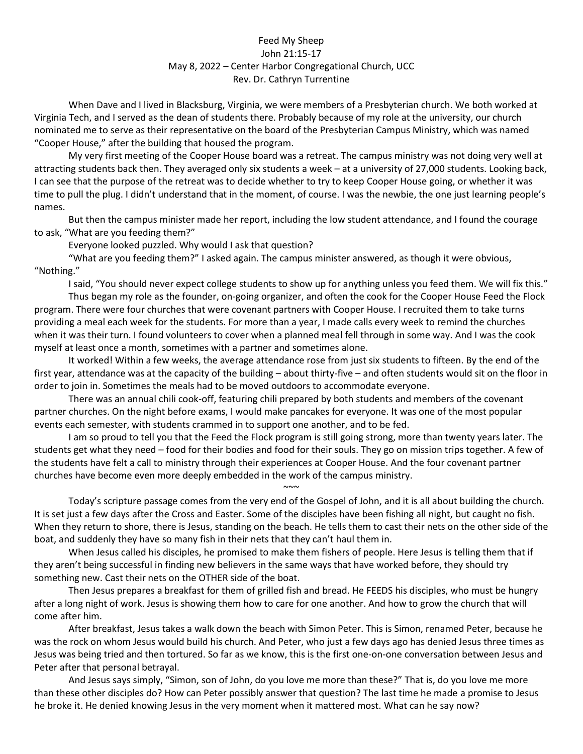# Feed My Sheep

John 21:15-17

May 8, 2022 – Center Harbor Congregational Church, UCC

Rev. Dr. Cathryn Turrentine

When Dave and I lived in Blacksburg, Virginia, we were members of a Presbyterian church. We both worked at Virginia Tech, and I served as the dean of students there. Probably because of my role at the university, our church nominated me to serve as their representative on the board of the Presbyterian Campus Ministry, which was named "Cooper House," after the building that housed the program.

My very first meeting of the Cooper House board was a retreat. The campus ministry was not doing very well at attracting students back then. They averaged only six students a week – at a university of 27,000 students. Looking back, I can see that the purpose of the retreat was to decide whether to try to keep Cooper House going, or whether it was time to pull the plug. I didn't understand that in the moment, of course. I was the newbie, the one just learning people's names.

But then the campus minister made her report, including the low student attendance, and I found the courage to ask, "What are you feeding them?"

Everyone looked puzzled. Why would I ask that question?

"What are you feeding them?" I asked again. The campus minister answered, as though it were obvious, "Nothing."

I said, "You should never expect college students to show up for anything unless you feed them. We will fix this."

Thus began my role as the founder, on-going organizer, and often the cook for the Cooper House Feed the Flock program. There were four churches that were covenant partners with Cooper House. I recruited them to take turns providing a meal each week for the students. For more than a year, I made calls every week to remind the churches when it was their turn. I found volunteers to cover when a planned meal fell through in some way. And I was the cook myself at least once a month, sometimes with a partner and sometimes alone.

It worked! Within a few weeks, the average attendance rose from just six students to fifteen. By the end of the first year, attendance was at the capacity of the building – about thirty-five – and often students would sit on the floor in order to join in. Sometimes the meals had to be moved outdoors to accommodate everyone.

There was an annual chili cook-off, featuring chili prepared by both students and members of the covenant partner churches. On the night before exams, I would make pancakes for everyone. It was one of the most popular events each semester, with students crammed in to support one another, and to be fed.

I am so proud to tell you that the Feed the Flock program is still going strong, more than twenty years later. The students get what they need – food for their bodies and food for their souls. They go on mission trips together. A few of the students have felt a call to ministry through their experiences at Cooper House. And the four covenant partner churches have become even more deeply embedded in the work of the campus ministry.

~~~

Today's scripture passage comes from the very end of the Gospel of John, and it is all about building the church. It is set just a few days after the Cross and Easter. Some of the disciples have been fishing all night, but caught no fish. When they return to shore, there is Jesus, standing on the beach. He tells them to cast their nets on the other side of the boat, and suddenly they have so many fish in their nets that they can't haul them in.

When Jesus called his disciples, he promised to make them fishers of people. Here Jesus is telling them that if they aren't being successful in finding new believers in the same ways that have worked before, they should try something new. Cast their nets on the OTHER side of the boat.

Then Jesus prepares a breakfast for them of grilled fish and bread. He FEEDS his disciples, who must be hungry after a long night of work. Jesus is showing them how to care for one another. And how to grow the church that will come after him.

After breakfast, Jesus takes a walk down the beach with Simon Peter. This is Simon, renamed Peter, because he was the rock on whom Jesus would build his church. And Peter, who just a few days ago has denied Jesus three times as Jesus was being tried and then tortured. So far as we know, this is the first one-on-one conversation between Jesus and Peter after that personal betrayal.

And Jesus says simply, "Simon, son of John, do you love me more than these?" That is, do you love me more than these other disciples do? How can Peter possibly answer that question? The last time he made a promise to Jesus he broke it. He denied knowing Jesus in the very moment when it mattered most. What can he say now?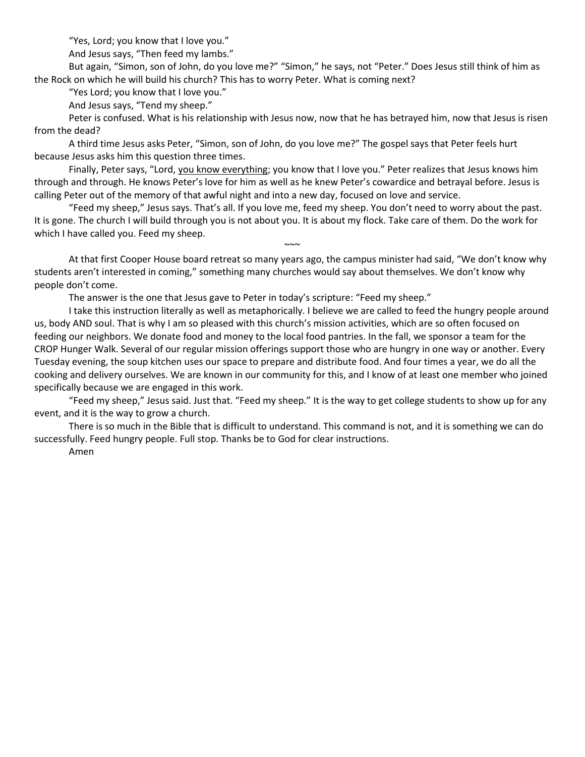"Yes, Lord; you know that I love you."

And Jesus says, "Then feed my lambs."

But again, "Simon, son of John, do you love me?" "Simon," he says, not "Peter." Does Jesus still think of him as the Rock on which he will build his church? This has to worry Peter. What is coming next?

"Yes Lord; you know that I love you."

And Jesus says, "Tend my sheep."

Peter is confused. What is his relationship with Jesus now, now that he has betrayed him, now that Jesus is risen from the dead?

A third time Jesus asks Peter, "Simon, son of John, do you love me?" The gospel says that Peter feels hurt because Jesus asks him this question three times.

Finally, Peter says, "Lord, you know everything; you know that I love you." Peter realizes that Jesus knows him through and through. He knows Peter's love for him as well as he knew Peter's cowardice and betrayal before. Jesus is calling Peter out of the memory of that awful night and into a new day, focused on love and service.

"Feed my sheep," Jesus says. That's all. If you love me, feed my sheep. You don't need to worry about the past. It is gone. The church I will build through you is not about you. It is about my flock. Take care of them. Do the work for which I have called you. Feed my sheep.

~~~

At that first Cooper House board retreat so many years ago, the campus minister had said, "We don't know why students aren't interested in coming," something many churches would say about themselves. We don't know why people don't come.

The answer is the one that Jesus gave to Peter in today's scripture: "Feed my sheep."

I take this instruction literally as well as metaphorically. I believe we are called to feed the hungry people around us, body AND soul. That is why I am so pleased with this church's mission activities, which are so often focused on feeding our neighbors. We donate food and money to the local food pantries. In the fall, we sponsor a team for the CROP Hunger Walk. Several of our regular mission offerings support those who are hungry in one way or another. Every Tuesday evening, the soup kitchen uses our space to prepare and distribute food. And four times a year, we do all the cooking and delivery ourselves. We are known in our community for this, and I know of at least one member who joined specifically because we are engaged in this work.

"Feed my sheep," Jesus said. Just that. "Feed my sheep." It is the way to get college students to show up for any event, and it is the way to grow a church.

There is so much in the Bible that is difficult to understand. This command is not, and it is something we can do successfully. Feed hungry people. Full stop. Thanks be to God for clear instructions.

Amen